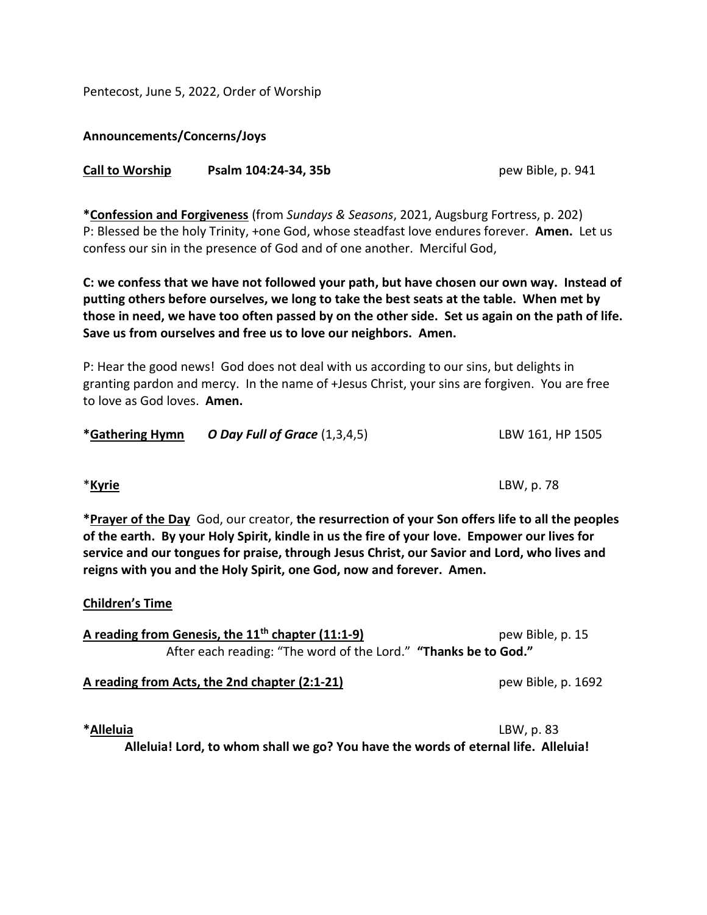Pentecost, June 5, 2022, Order of Worship

**Announcements/Concerns/Joys**

**Call to Worship** **Psalm 104:24-34, 35b** pew Bible, p. 941

***Confession and Forgiveness** (from *Sundays & Seasons*, 2021, Augsburg Fortress, p. 202)
P: Blessed be the holy Trinity, +one God, whose steadfast love endures forever. **Amen.** Let us confess our sin in the presence of God and of one another. Merciful God,

**C: we confess that we have not followed your path, but have chosen our own way. Instead of putting others before ourselves, we long to take the best seats at the table. When met by those in need, we have too often passed by on the other side. Set us again on the path of life. Save us from ourselves and free us to love our neighbors. Amen.**

P: Hear the good news! God does not deal with us according to our sins, but delights in granting pardon and mercy. In the name of +Jesus Christ, your sins are forgiven. You are free to love as God loves. **Amen.**

***Gathering Hymn** ***O Day Full of Grace*** (1,3,4,5) LBW 161, HP 1505

***Kyrie** LBW, p. 78

***Prayer of the Day** God, our creator, **the resurrection of your Son offers life to all the peoples of the earth. By your Holy Spirit, kindle in us the fire of your love. Empower our lives for service and our tongues for praise, through Jesus Christ, our Savior and Lord, who lives and reigns with you and the Holy Spirit, one God, now and forever. Amen.**

**Children's Time**

**A reading from Genesis, the 11th chapter (11:1-9)** pew Bible, p. 15

After each reading: "The word of the Lord." **"Thanks be to God."**

**A reading from Acts, the 2nd chapter (2:1-21)** pew Bible, p. 1692

***Alleluia** LBW, p. 83

**Alleluia! Lord, to whom shall we go? You have the words of eternal life. Alleluia!**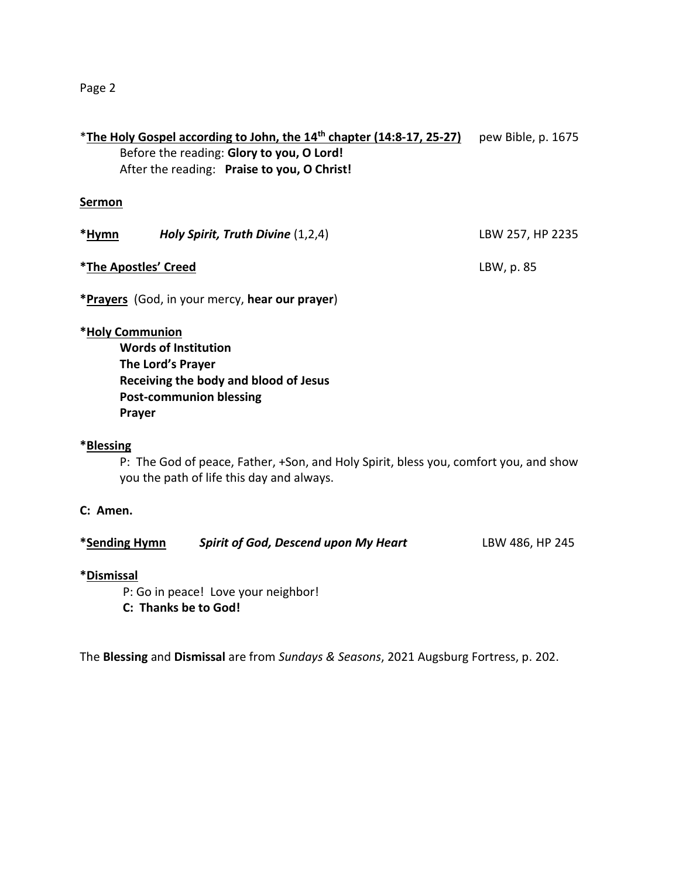*<u>**The Holy Gospel according to John, the 14th chapter (14:8-17, 25-27)**</u> pew Bible, p. 1675

Before the reading: **Glory to you, O Lord!**
After the reading: **Praise to you, O Christ!**

<u>**Sermon**</u>

**\*<u>Hymn</u>** ***Holy Spirit, Truth Divine*** (1,2,4) LBW 257, HP 2235

**\*<u>The Apostles' Creed</u>** LBW, p. 85

**\*<u>Prayers</u>** (God, in your mercy, **hear our prayer**)

**\*<u>Holy Communion</u>**

**Words of Institution**
**The Lord's Prayer**
**Receiving the body and blood of Jesus**
**Post-communion blessing**
**Prayer**

**\*<u>Blessing</u>**

P: The God of peace, Father, +Son, and Holy Spirit, bless you, comfort you, and show you the path of life this day and always.

**C: Amen.**

**\*<u>Sending Hymn</u>** ***Spirit of God, Descend upon My Heart*** LBW 486, HP 245

**\*<u>Dismissal</u>**

P: Go in peace! Love your neighbor!
**C: Thanks be to God!**

The **Blessing** and **Dismissal** are from *Sundays & Seasons*, 2021 Augsburg Fortress, p. 202.